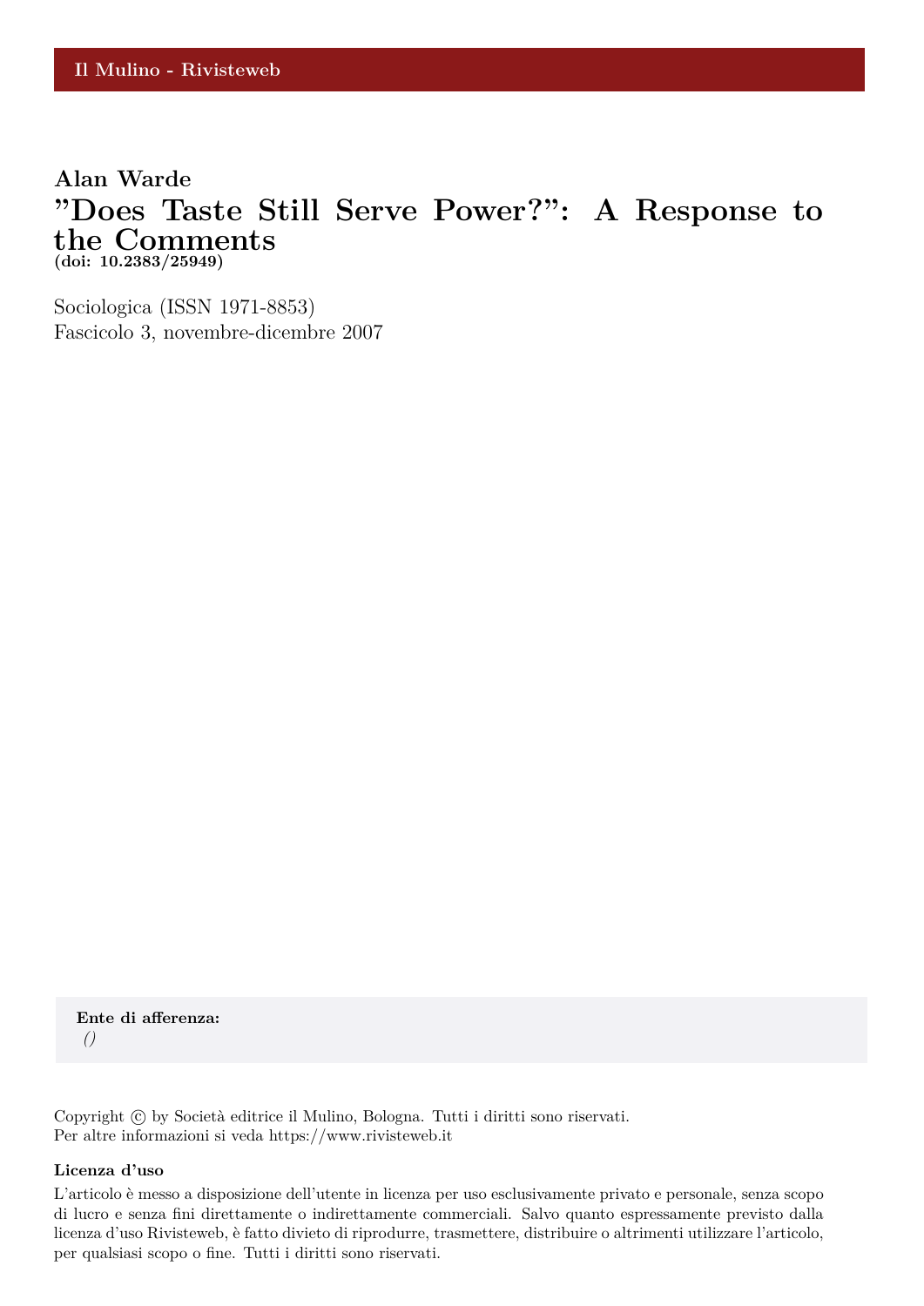Il Mulino - Rivisteweb

**Alan Warde**

# "Does Taste Still Serve Power?": A Response to the Comments

**(doi: 10.2383/25949)**

Sociologica (ISSN 1971-8853)
Fascicolo 3, novembre-dicembre 2007

**Ente di afferenza:**
*()*

Copyright © by Società editrice il Mulino, Bologna. Tutti i diritti sono riservati.
Per altre informazioni si veda https://www.rivisteweb.it

**Licenza d'uso**

L'articolo è messo a disposizione dell'utente in licenza per uso esclusivamente privato e personale, senza scopo di lucro e senza fini direttamente o indirettamente commerciali. Salvo quanto espressamente previsto dalla licenza d'uso Rivisteweb, è fatto divieto di riprodurre, trasmettere, distribuire o altrimenti utilizzare l'articolo, per qualsiasi scopo o fine. Tutti i diritti sono riservati.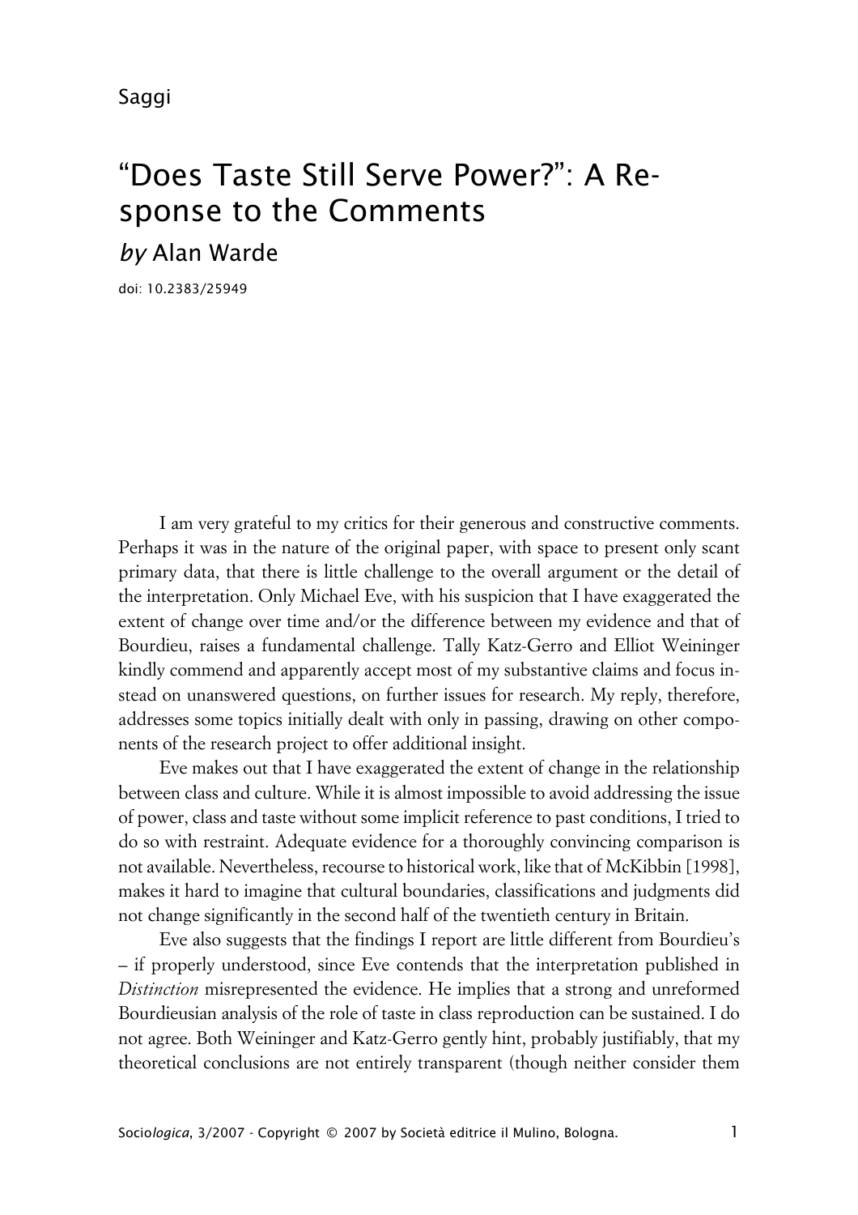Saggi

# "Does Taste Still Serve Power?": A Response to the Comments

*by* Alan Warde

doi: 10.2383/25949

I am very grateful to my critics for their generous and constructive comments. Perhaps it was in the nature of the original paper, with space to present only scant primary data, that there is little challenge to the overall argument or the detail of the interpretation. Only Michael Eve, with his suspicion that I have exaggerated the extent of change over time and/or the difference between my evidence and that of Bourdieu, raises a fundamental challenge. Tally Katz-Gerro and Elliot Weininger kindly commend and apparently accept most of my substantive claims and focus instead on unanswered questions, on further issues for research. My reply, therefore, addresses some topics initially dealt with only in passing, drawing on other components of the research project to offer additional insight.

Eve makes out that I have exaggerated the extent of change in the relationship between class and culture. While it is almost impossible to avoid addressing the issue of power, class and taste without some implicit reference to past conditions, I tried to do so with restraint. Adequate evidence for a thoroughly convincing comparison is not available. Nevertheless, recourse to historical work, like that of McKibbin [1998], makes it hard to imagine that cultural boundaries, classifications and judgments did not change significantly in the second half of the twentieth century in Britain.

Eve also suggests that the findings I report are little different from Bourdieu's – if properly understood, since Eve contends that the interpretation published in *Distinction* misrepresented the evidence. He implies that a strong and unreformed Bourdieusian analysis of the role of taste in class reproduction can be sustained. I do not agree. Both Weininger and Katz-Gerro gently hint, probably justifiably, that my theoretical conclusions are not entirely transparent (though neither consider them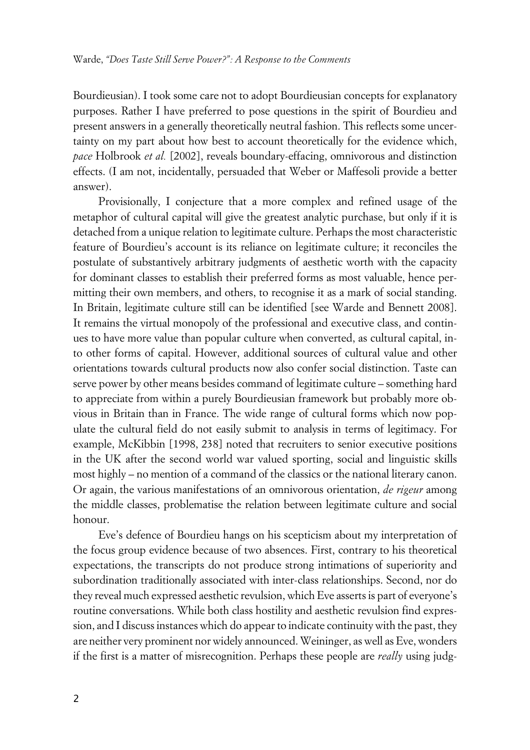Bourdieusian). I took some care not to adopt Bourdieusian concepts for explanatory purposes. Rather I have preferred to pose questions in the spirit of Bourdieu and present answers in a generally theoretically neutral fashion. This reflects some uncertainty on my part about how best to account theoretically for the evidence which, *pace* Holbrook *et al.* [2002], reveals boundary-effacing, omnivorous and distinction effects. (I am not, incidentally, persuaded that Weber or Maffesoli provide a better answer).

Provisionally, I conjecture that a more complex and refined usage of the metaphor of cultural capital will give the greatest analytic purchase, but only if it is detached from a unique relation to legitimate culture. Perhaps the most characteristic feature of Bourdieu's account is its reliance on legitimate culture; it reconciles the postulate of substantively arbitrary judgments of aesthetic worth with the capacity for dominant classes to establish their preferred forms as most valuable, hence permitting their own members, and others, to recognise it as a mark of social standing. In Britain, legitimate culture still can be identified [see Warde and Bennett 2008]. It remains the virtual monopoly of the professional and executive class, and continues to have more value than popular culture when converted, as cultural capital, into other forms of capital. However, additional sources of cultural value and other orientations towards cultural products now also confer social distinction. Taste can serve power by other means besides command of legitimate culture – something hard to appreciate from within a purely Bourdieusian framework but probably more obvious in Britain than in France. The wide range of cultural forms which now populate the cultural field do not easily submit to analysis in terms of legitimacy. For example, McKibbin [1998, 238] noted that recruiters to senior executive positions in the UK after the second world war valued sporting, social and linguistic skills most highly – no mention of a command of the classics or the national literary canon. Or again, the various manifestations of an omnivorous orientation, *de rigeur* among the middle classes, problematise the relation between legitimate culture and social honour.

Eve's defence of Bourdieu hangs on his scepticism about my interpretation of the focus group evidence because of two absences. First, contrary to his theoretical expectations, the transcripts do not produce strong intimations of superiority and subordination traditionally associated with inter-class relationships. Second, nor do they reveal much expressed aesthetic revulsion, which Eve asserts is part of everyone's routine conversations. While both class hostility and aesthetic revulsion find expression, and I discuss instances which do appear to indicate continuity with the past, they are neither very prominent nor widely announced. Weininger, as well as Eve, wonders if the first is a matter of misrecognition. Perhaps these people are *really* using judg-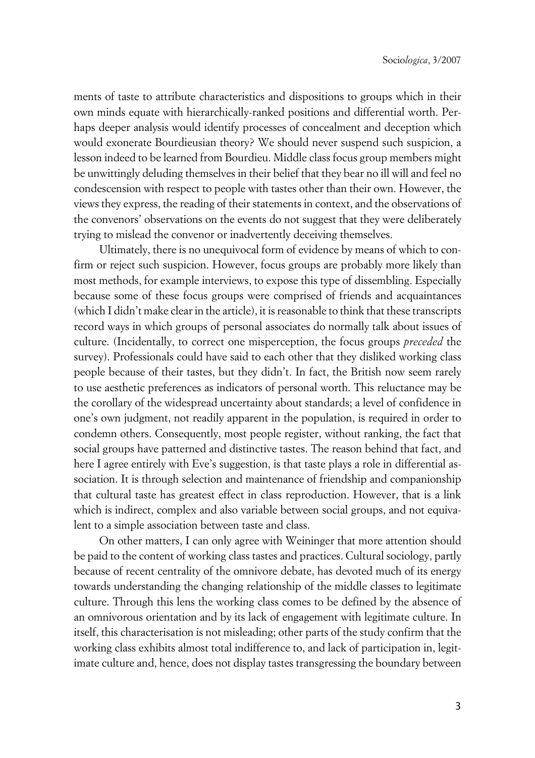ments of taste to attribute characteristics and dispositions to groups which in their own minds equate with hierarchically-ranked positions and differential worth. Perhaps deeper analysis would identify processes of concealment and deception which would exonerate Bourdieusian theory? We should never suspend such suspicion, a lesson indeed to be learned from Bourdieu. Middle class focus group members might be unwittingly deluding themselves in their belief that they bear no ill will and feel no condescension with respect to people with tastes other than their own. However, the views they express, the reading of their statements in context, and the observations of the convenors' observations on the events do not suggest that they were deliberately trying to mislead the convenor or inadvertently deceiving themselves.

Ultimately, there is no unequivocal form of evidence by means of which to confirm or reject such suspicion. However, focus groups are probably more likely than most methods, for example interviews, to expose this type of dissembling. Especially because some of these focus groups were comprised of friends and acquaintances (which I didn't make clear in the article), it is reasonable to think that these transcripts record ways in which groups of personal associates do normally talk about issues of culture. (Incidentally, to correct one misperception, the focus groups *preceded* the survey). Professionals could have said to each other that they disliked working class people because of their tastes, but they didn't. In fact, the British now seem rarely to use aesthetic preferences as indicators of personal worth. This reluctance may be the corollary of the widespread uncertainty about standards; a level of confidence in one's own judgment, not readily apparent in the population, is required in order to condemn others. Consequently, most people register, without ranking, the fact that social groups have patterned and distinctive tastes. The reason behind that fact, and here I agree entirely with Eve's suggestion, is that taste plays a role in differential association. It is through selection and maintenance of friendship and companionship that cultural taste has greatest effect in class reproduction. However, that is a link which is indirect, complex and also variable between social groups, and not equivalent to a simple association between taste and class.

On other matters, I can only agree with Weininger that more attention should be paid to the content of working class tastes and practices. Cultural sociology, partly because of recent centrality of the omnivore debate, has devoted much of its energy towards understanding the changing relationship of the middle classes to legitimate culture. Through this lens the working class comes to be defined by the absence of an omnivorous orientation and by its lack of engagement with legitimate culture. In itself, this characterisation is not misleading; other parts of the study confirm that the working class exhibits almost total indifference to, and lack of participation in, legitimate culture and, hence, does not display tastes transgressing the boundary between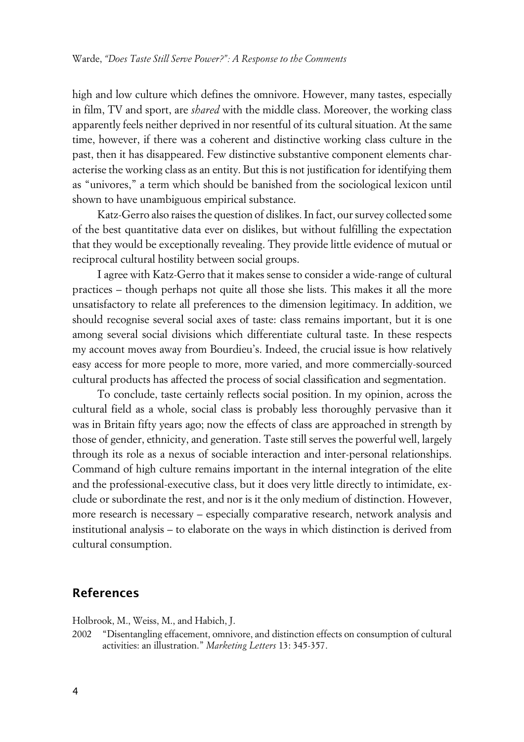high and low culture which defines the omnivore. However, many tastes, especially in film, TV and sport, are *shared* with the middle class. Moreover, the working class apparently feels neither deprived in nor resentful of its cultural situation. At the same time, however, if there was a coherent and distinctive working class culture in the past, then it has disappeared. Few distinctive substantive component elements characterise the working class as an entity. But this is not justification for identifying them as "univores," a term which should be banished from the sociological lexicon until shown to have unambiguous empirical substance.

Katz-Gerro also raises the question of dislikes. In fact, our survey collected some of the best quantitative data ever on dislikes, but without fulfilling the expectation that they would be exceptionally revealing. They provide little evidence of mutual or reciprocal cultural hostility between social groups.

I agree with Katz-Gerro that it makes sense to consider a wide-range of cultural practices – though perhaps not quite all those she lists. This makes it all the more unsatisfactory to relate all preferences to the dimension legitimacy. In addition, we should recognise several social axes of taste: class remains important, but it is one among several social divisions which differentiate cultural taste. In these respects my account moves away from Bourdieu's. Indeed, the crucial issue is how relatively easy access for more people to more, more varied, and more commercially-sourced cultural products has affected the process of social classification and segmentation.

To conclude, taste certainly reflects social position. In my opinion, across the cultural field as a whole, social class is probably less thoroughly pervasive than it was in Britain fifty years ago; now the effects of class are approached in strength by those of gender, ethnicity, and generation. Taste still serves the powerful well, largely through its role as a nexus of sociable interaction and inter-personal relationships. Command of high culture remains important in the internal integration of the elite and the professional-executive class, but it does very little directly to intimidate, exclude or subordinate the rest, and nor is it the only medium of distinction. However, more research is necessary – especially comparative research, network analysis and institutional analysis – to elaborate on the ways in which distinction is derived from cultural consumption.

## References

Holbrook, M., Weiss, M., and Habich, J.

2002 "Disentangling effacement, omnivore, and distinction effects on consumption of cultural activities: an illustration." *Marketing Letters* 13: 345-357.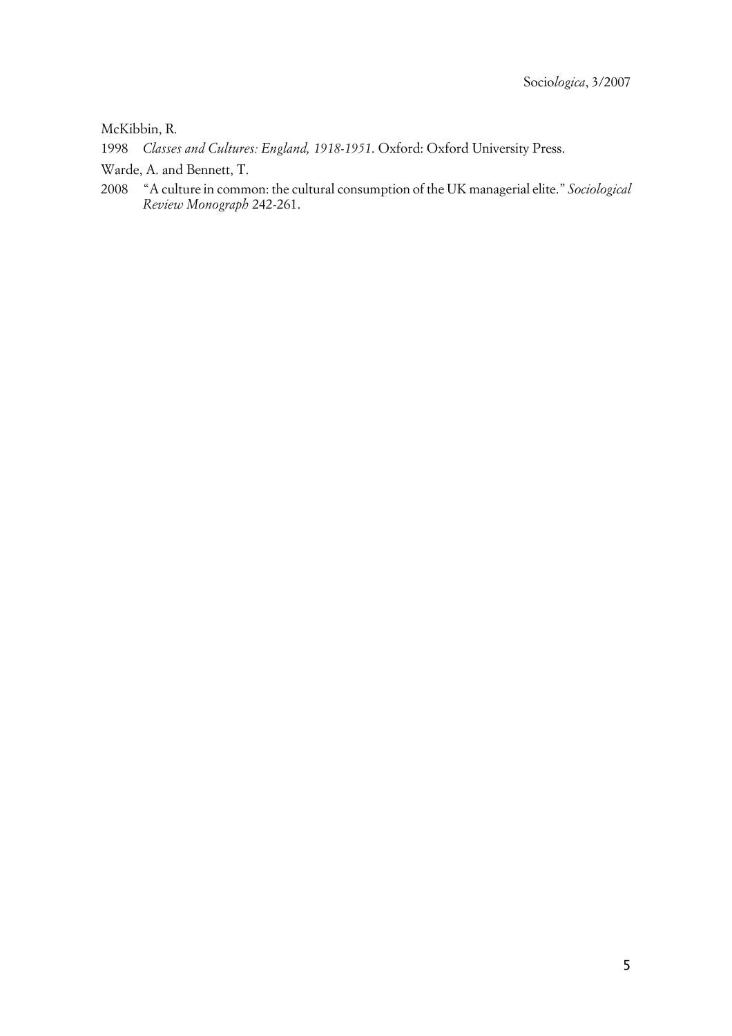McKibbin, R.

1998 *Classes and Cultures: England, 1918-1951*. Oxford: Oxford University Press.

Warde, A. and Bennett, T.

2008 "A culture in common: the cultural consumption of the UK managerial elite." *Sociological Review Monograph* 242-261.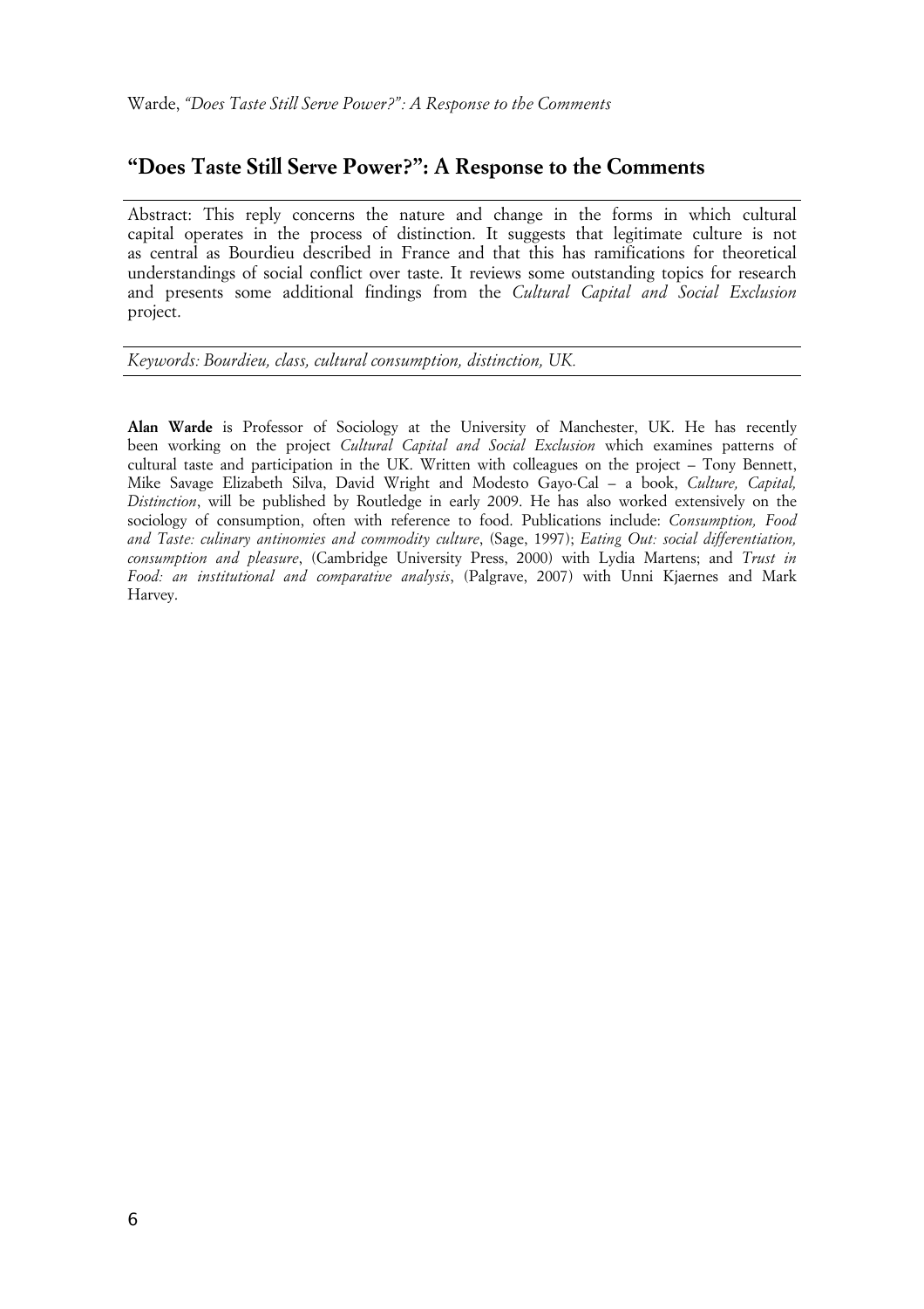## "Does Taste Still Serve Power?": A Response to the Comments

Abstract: This reply concerns the nature and change in the forms in which cultural capital operates in the process of distinction. It suggests that legitimate culture is not as central as Bourdieu described in France and that this has ramifications for theoretical understandings of social conflict over taste. It reviews some outstanding topics for research and presents some additional findings from the *Cultural Capital and Social Exclusion* project.

*Keywords: Bourdieu, class, cultural consumption, distinction, UK.*

**Alan Warde** is Professor of Sociology at the University of Manchester, UK. He has recently been working on the project *Cultural Capital and Social Exclusion* which examines patterns of cultural taste and participation in the UK. Written with colleagues on the project – Tony Bennett, Mike Savage Elizabeth Silva, David Wright and Modesto Gayo-Cal – a book, *Culture, Capital, Distinction*, will be published by Routledge in early 2009. He has also worked extensively on the sociology of consumption, often with reference to food. Publications include: *Consumption, Food and Taste: culinary antinomies and commodity culture*, (Sage, 1997); *Eating Out: social differentiation, consumption and pleasure*, (Cambridge University Press, 2000) with Lydia Martens; and *Trust in Food: an institutional and comparative analysis*, (Palgrave, 2007) with Unni Kjaernes and Mark Harvey.